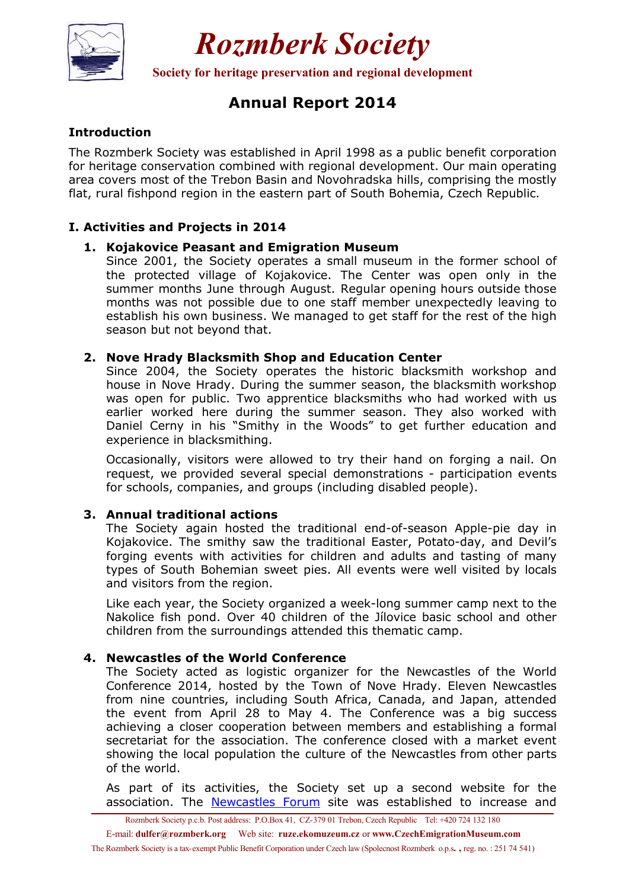# Rozmberk Society

**Society for heritage preservation and regional development**

## Annual Report 2014

### Introduction

The Rozmberk Society was established in April 1998 as a public benefit corporation for heritage conservation combined with regional development. Our main operating area covers most of the Trebon Basin and Novohradska hills, comprising the mostly flat, rural fishpond region in the eastern part of South Bohemia, Czech Republic.

### I. Activities and Projects in 2014

1. **Kojakovice Peasant and Emigration Museum**
   Since 2001, the Society operates a small museum in the former school of the protected village of Kojakovice. The Center was open only in the summer months June through August. Regular opening hours outside those months was not possible due to one staff member unexpectedly leaving to establish his own business. We managed to get staff for the rest of the high season but not beyond that.

2. **Nove Hrady Blacksmith Shop and Education Center**
   Since 2004, the Society operates the historic blacksmith workshop and house in Nove Hrady. During the summer season, the blacksmith workshop was open for public. Two apprentice blacksmiths who had worked with us earlier worked here during the summer season. They also worked with Daniel Cerny in his "Smithy in the Woods" to get further education and experience in blacksmithing.

   Occasionally, visitors were allowed to try their hand on forging a nail. On request, we provided several special demonstrations - participation events for schools, companies, and groups (including disabled people).

3. **Annual traditional actions**
   The Society again hosted the traditional end-of-season Apple-pie day in Kojakovice. The smithy saw the traditional Easter, Potato-day, and Devil's forging events with activities for children and adults and tasting of many types of South Bohemian sweet pies. All events were well visited by locals and visitors from the region.

   Like each year, the Society organized a week-long summer camp next to the Nakolice fish pond. Over 40 children of the Jílovice basic school and other children from the surroundings attended this thematic camp.

4. **Newcastles of the World Conference**
   The Society acted as logistic organizer for the Newcastles of the World Conference 2014, hosted by the Town of Nove Hrady. Eleven Newcastles from nine countries, including South Africa, Canada, and Japan, attended the event from April 28 to May 4. The Conference was a big success achieving a closer cooperation between members and establishing a formal secretariat for the association. The conference closed with a market event showing the local population the culture of the Newcastles from other parts of the world.

   As part of its activities, the Society set up a second website for the association. The Newcastles Forum site was established to increase and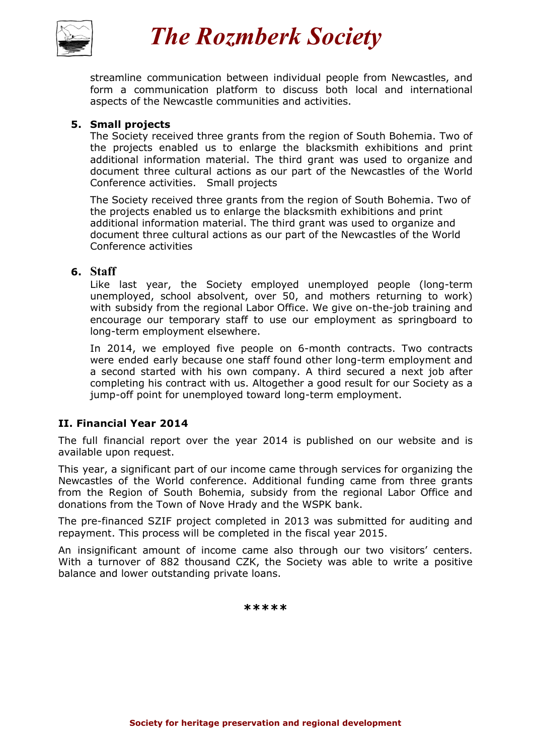streamline communication between individual people from Newcastles, and form a communication platform to discuss both local and international aspects of the Newcastle communities and activities.

5. **Small projects**
   The Society received three grants from the region of South Bohemia. Two of the projects enabled us to enlarge the blacksmith exhibitions and print additional information material. The third grant was used to organize and document three cultural actions as our part of the Newcastles of the World Conference activities.  Small projects

   The Society received three grants from the region of South Bohemia. Two of the projects enabled us to enlarge the blacksmith exhibitions and print additional information material. The third grant was used to organize and document three cultural actions as our part of the Newcastles of the World Conference activities

6. **Staff**
   Like last year, the Society employed unemployed people (long-term unemployed, school absolvent, over 50, and mothers returning to work) with subsidy from the regional Labor Office. We give on-the-job training and encourage our temporary staff to use our employment as springboard to long-term employment elsewhere.

   In 2014, we employed five people on 6-month contracts. Two contracts were ended early because one staff found other long-term employment and a second started with his own company. A third secured a next job after completing his contract with us. Altogether a good result for our Society as a jump-off point for unemployed toward long-term employment.

## II. Financial Year 2014

The full financial report over the year 2014 is published on our website and is available upon request.

This year, a significant part of our income came through services for organizing the Newcastles of the World conference. Additional funding came from three grants from the Region of South Bohemia, subsidy from the regional Labor Office and donations from the Town of Nove Hrady and the WSPK bank.

The pre-financed SZIF project completed in 2013 was submitted for auditing and repayment. This process will be completed in the fiscal year 2015.

An insignificant amount of income came also through our two visitors' centers. With a turnover of 882 thousand CZK, the Society was able to write a positive balance and lower outstanding private loans.

*****